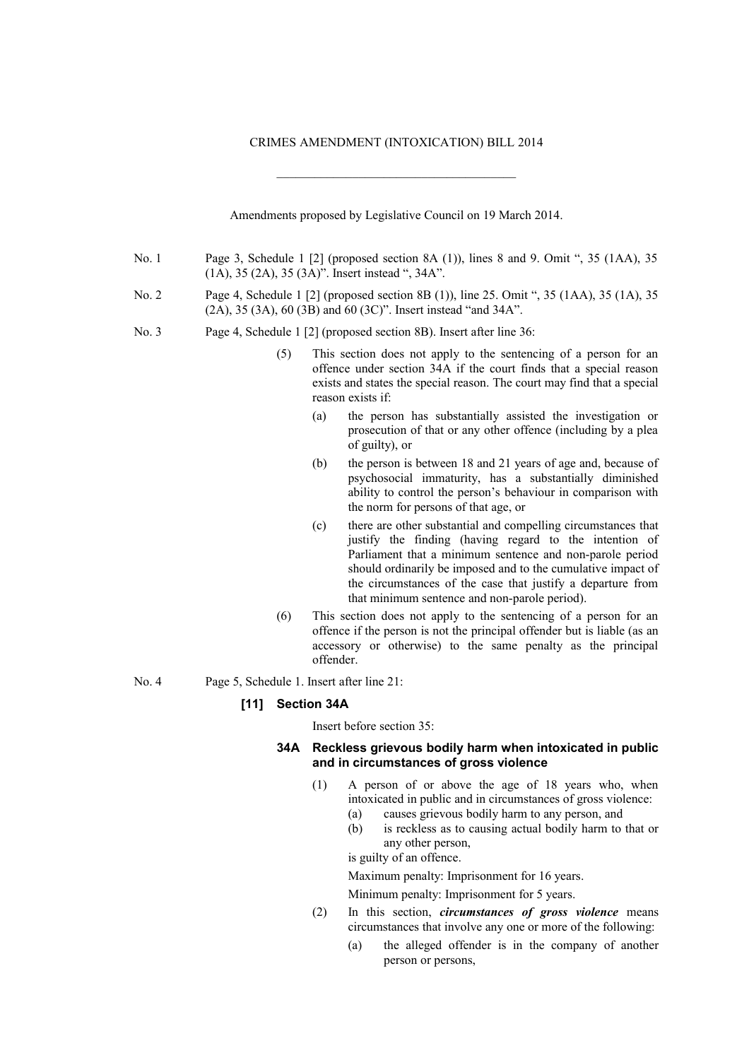CRIMES AMENDMENT (INTOXICATION) BILL 2014

---

Amendments proposed by Legislative Council on 19 March 2014.

No. 1 Page 3, Schedule 1 [2] (proposed section 8A (1)), lines 8 and 9. Omit ", 35 (1AA), 35 (1A), 35 (2A), 35 (3A)". Insert instead ", 34A".

No. 2 Page 4, Schedule 1 [2] (proposed section 8B (1)), line 25. Omit ", 35 (1AA), 35 (1A), 35 (2A), 35 (3A), 60 (3B) and 60 (3C)". Insert instead "and 34A".

No. 3 Page 4, Schedule 1 [2] (proposed section 8B). Insert after line 36:

(5) This section does not apply to the sentencing of a person for an offence under section 34A if the court finds that a special reason exists and states the special reason. The court may find that a special reason exists if:

(a) the person has substantially assisted the investigation or prosecution of that or any other offence (including by a plea of guilty), or

(b) the person is between 18 and 21 years of age and, because of psychosocial immaturity, has a substantially diminished ability to control the person's behaviour in comparison with the norm for persons of that age, or

(c) there are other substantial and compelling circumstances that justify the finding (having regard to the intention of Parliament that a minimum sentence and non-parole period should ordinarily be imposed and to the cumulative impact of the circumstances of the case that justify a departure from that minimum sentence and non-parole period).

(6) This section does not apply to the sentencing of a person for an offence if the person is not the principal offender but is liable (as an accessory or otherwise) to the same penalty as the principal offender.

No. 4 Page 5, Schedule 1. Insert after line 21:

**[11] Section 34A**

Insert before section 35:

**34A Reckless grievous bodily harm when intoxicated in public and in circumstances of gross violence**

(1) A person of or above the age of 18 years who, when intoxicated in public and in circumstances of gross violence:

(a) causes grievous bodily harm to any person, and

(b) is reckless as to causing actual bodily harm to that or any other person,

is guilty of an offence.

Maximum penalty: Imprisonment for 16 years.

Minimum penalty: Imprisonment for 5 years.

(2) In this section, ***circumstances of gross violence*** means circumstances that involve any one or more of the following:

(a) the alleged offender is in the company of another person or persons,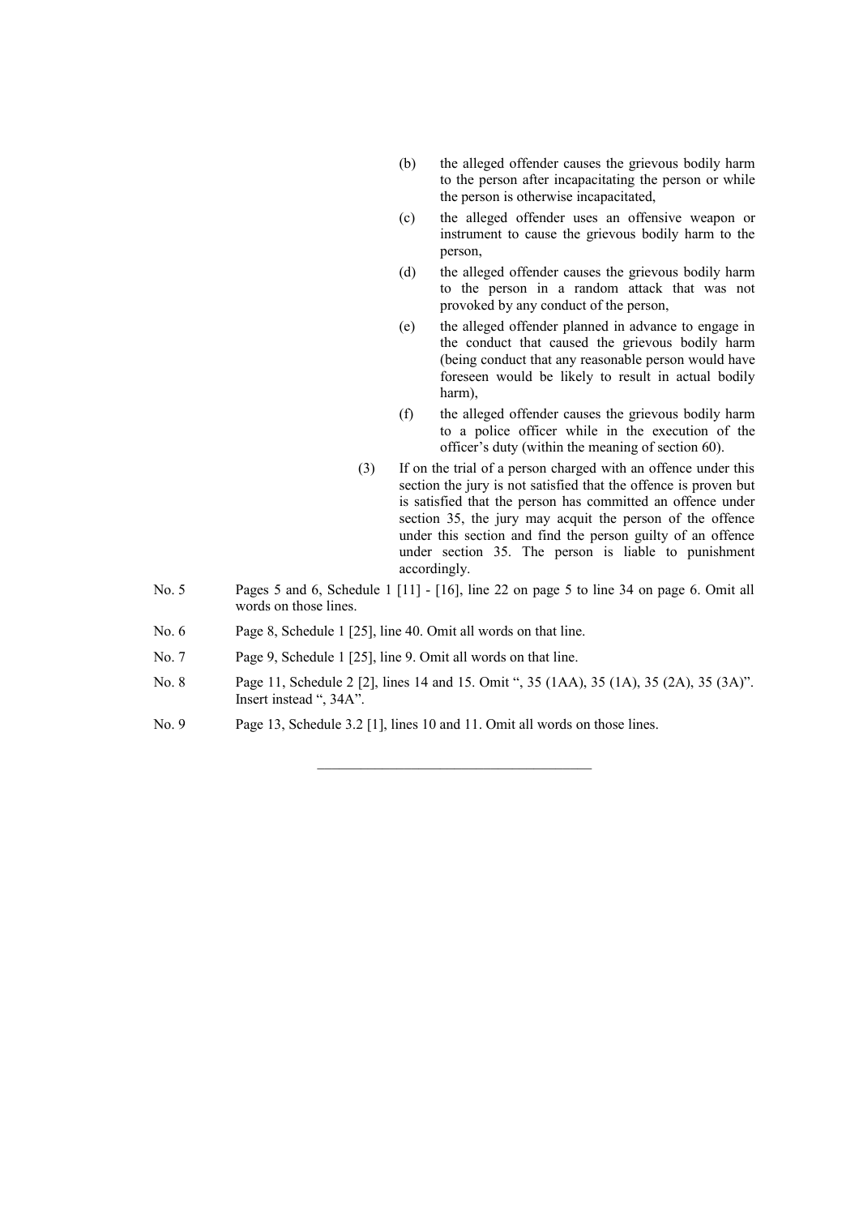(b) the alleged offender causes the grievous bodily harm to the person after incapacitating the person or while the person is otherwise incapacitated,

(c) the alleged offender uses an offensive weapon or instrument to cause the grievous bodily harm to the person,

(d) the alleged offender causes the grievous bodily harm to the person in a random attack that was not provoked by any conduct of the person,

(e) the alleged offender planned in advance to engage in the conduct that caused the grievous bodily harm (being conduct that any reasonable person would have foreseen would be likely to result in actual bodily harm),

(f) the alleged offender causes the grievous bodily harm to a police officer while in the execution of the officer's duty (within the meaning of section 60).

(3) If on the trial of a person charged with an offence under this section the jury is not satisfied that the offence is proven but is satisfied that the person has committed an offence under section 35, the jury may acquit the person of the offence under this section and find the person guilty of an offence under section 35. The person is liable to punishment accordingly.

No. 5 Pages 5 and 6, Schedule 1 [11] - [16], line 22 on page 5 to line 34 on page 6. Omit all words on those lines.

No. 6 Page 8, Schedule 1 [25], line 40. Omit all words on that line.

No. 7 Page 9, Schedule 1 [25], line 9. Omit all words on that line.

No. 8 Page 11, Schedule 2 [2], lines 14 and 15. Omit ", 35 (1AA), 35 (1A), 35 (2A), 35 (3A)". Insert instead ", 34A".

No. 9 Page 13, Schedule 3.2 [1], lines 10 and 11. Omit all words on those lines.